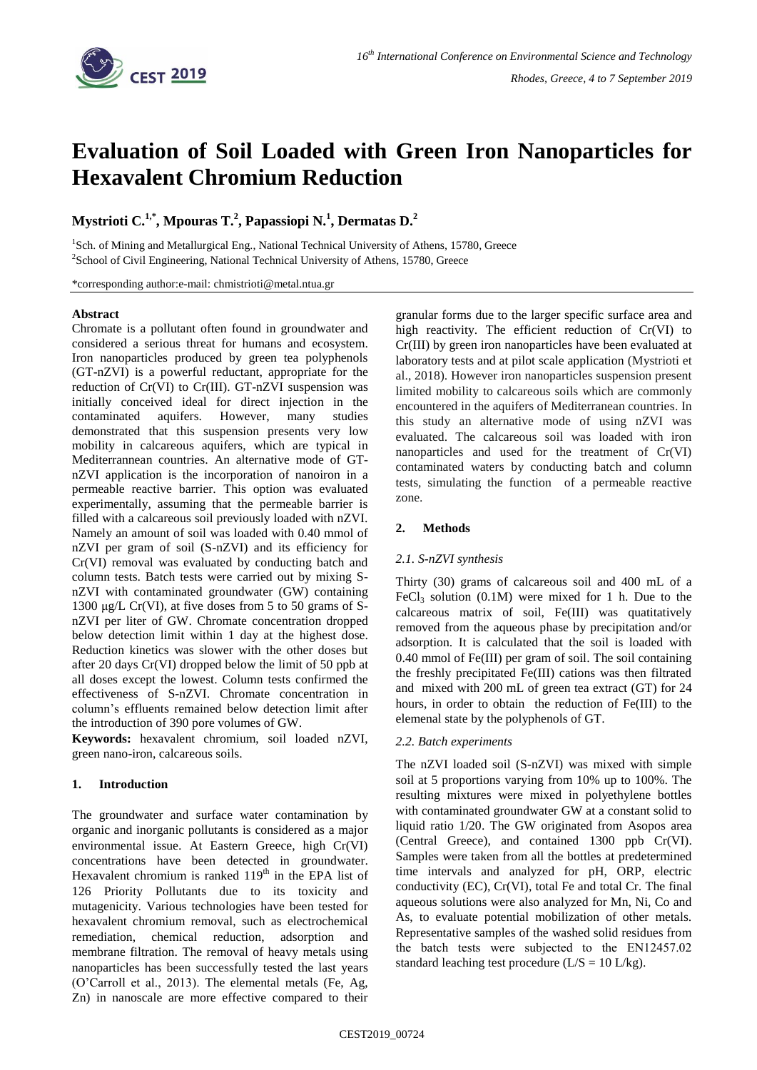# Evaluation of Soil Loaded with Green Iron Nanoparticles for Hexavalent Chromium Reduction

**Mystrioti C.[1,*], Mpouras T.[2], Papassiopi N.[1], Dermatas D.[2]**

[1]Sch. of Mining and Metallurgical Eng., National Technical University of Athens, 15780, Greece

[2]School of Civil Engineering, National Technical University of Athens, 15780, Greece

*corresponding author:e-mail: chmistrioti@metal.ntua.gr

### Abstract

Chromate is a pollutant often found in groundwater and considered a serious threat for humans and ecosystem. Iron nanoparticles produced by green tea polyphenols (GT-nZVI) is a powerful reductant, appropriate for the reduction of Cr(VI) to Cr(III). GT-nZVI suspension was initially conceived ideal for direct injection in the contaminated aquifers. However, many studies demonstrated that this suspension presents very low mobility in calcareous aquifers, which are typical in Mediterrannean countries. An alternative mode of GT-nZVI application is the incorporation of nanoiron in a permeable reactive barrier. This option was evaluated experimentally, assuming that the permeable barrier is filled with a calcareous soil previously loaded with nZVI. Namely an amount of soil was loaded with 0.40 mmol of nZVI per gram of soil (S-nZVI) and its efficiency for Cr(VI) removal was evaluated by conducting batch and column tests. Batch tests were carried out by mixing S-nZVI with contaminated groundwater (GW) containing 1300 μg/L Cr(VI), at five doses from 5 to 50 grams of S-nZVI per liter of GW. Chromate concentration dropped below detection limit within 1 day at the highest dose. Reduction kinetics was slower with the other doses but after 20 days Cr(VI) dropped below the limit of 50 ppb at all doses except the lowest. Column tests confirmed the effectiveness of S-nZVI. Chromate concentration in column's effluents remained below detection limit after the introduction of 390 pore volumes of GW.

**Keywords:** hexavalent chromium, soil loaded nZVI, green nano-iron, calcareous soils.

## 1. Introduction

The groundwater and surface water contamination by organic and inorganic pollutants is considered as a major environmental issue. At Eastern Greece, high Cr(VI) concentrations have been detected in groundwater. Hexavalent chromium is ranked 119[th] in the EPA list of 126 Priority Pollutants due to its toxicity and mutagenicity. Various technologies have been tested for hexavalent chromium removal, such as electrochemical remediation, chemical reduction, adsorption and membrane filtration. The removal of heavy metals using nanoparticles has been successfully tested the last years (O'Carroll et al., 2013). The elemental metals (Fe, Ag, Zn) in nanoscale are more effective compared to their granular forms due to the larger specific surface area and high reactivity. The efficient reduction of Cr(VI) to Cr(III) by green iron nanoparticles have been evaluated at laboratory tests and at pilot scale application (Mystrioti et al., 2018). However iron nanoparticles suspension present limited mobility to calcareous soils which are commonly encountered in the aquifers of Mediterranean countries. In this study an alternative mode of using nZVI was evaluated. The calcareous soil was loaded with iron nanoparticles and used for the treatment of Cr(VI) contaminated waters by conducting batch and column tests, simulating the function of a permeable reactive zone.

## 2. Methods

### *2.1. S-nZVI synthesis*

Thirty (30) grams of calcareous soil and 400 mL of a $FeCl_3$ solution (0.1M) were mixed for 1 h. Due to the calcareous matrix of soil, Fe(III) was qutitatively removed from the aqueous phase by precipitation and/or adsorption. It is calculated that the soil is loaded with 0.40 mmol of Fe(III) per gram of soil. The soil containing the freshly precipitated Fe(III) cations was then filtrated and mixed with 200 mL of green tea extract (GT) for 24 hours, in order to obtain the reduction of Fe(III) to the elemenal state by the polyphenols of GT.

### *2.2. Batch experiments*

The nZVI loaded soil (S-nZVI) was mixed with simple soil at 5 proportions varying from 10% up to 100%. The resulting mixtures were mixed in polyethylene bottles with contaminated groundwater GW at a constant solid to liquid ratio 1/20. The GW originated from Asopos area (Central Greece), and contained 1300 ppb Cr(VI). Samples were taken from all the bottles at predetermined time intervals and analyzed for pH, ORP, electric conductivity (EC), Cr(VI), total Fe and total Cr. The final aqueous solutions were also analyzed for Mn, Ni, Co and As, to evaluate potential mobilization of other metals. Representative samples of the washed solid residues from the batch tests were subjected to the EN12457.02 standard leaching test procedure (L/S = 10 L/kg).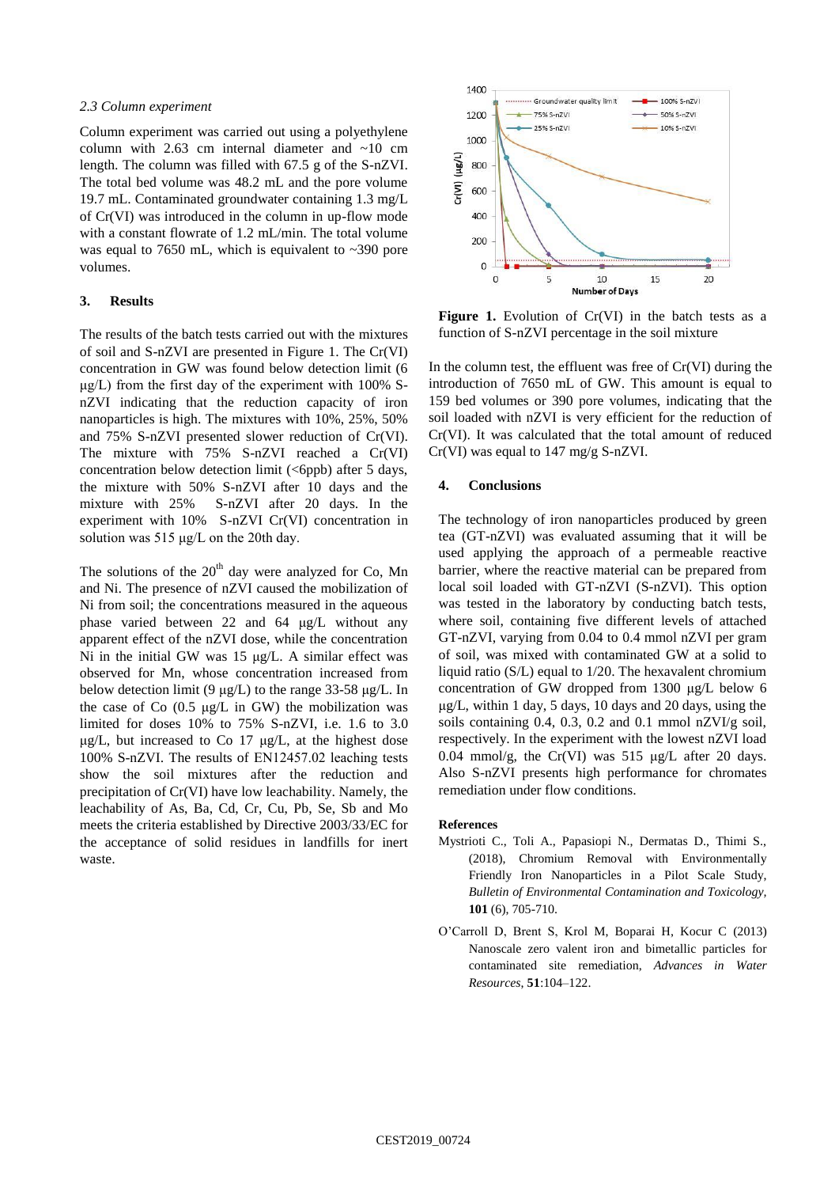*2.3 Column experiment*

Column experiment was carried out using a polyethylene column with 2.63 cm internal diameter and ~10 cm length. The column was filled with 67.5 g of the S-nZVI. The total bed volume was 48.2 mL and the pore volume 19.7 mL. Contaminated groundwater containing 1.3 mg/L of Cr(VI) was introduced in the column in up-flow mode with a constant flowrate of 1.2 mL/min. The total volume was equal to 7650 mL, which is equivalent to ~390 pore volumes.

## 3. Results

The results of the batch tests carried out with the mixtures of soil and S-nZVI are presented in Figure 1. The Cr(VI) concentration in GW was found below detection limit (6 μg/L) from the first day of the experiment with 100% S-nZVI indicating that the reduction capacity of iron nanoparticles is high. The mixtures with 10%, 25%, 50% and 75% S-nZVI presented slower reduction of Cr(VI). The mixture with 75% S-nZVI reached a Cr(VI) concentration below detection limit (<6ppb) after 5 days, the mixture with 50% S-nZVI after 10 days and the mixture with 25% S-nZVI after 20 days. In the experiment with 10% S-nZVI Cr(VI) concentration in solution was 515 μg/L on the 20th day.

The solutions of the $20^{th}$ day were analyzed for Co, Mn and Ni. The presence of nZVI caused the mobilization of Ni from soil; the concentrations measured in the aqueous phase varied between 22 and 64 μg/L without any apparent effect of the nZVI dose, while the concentration Ni in the initial GW was 15 μg/L. A similar effect was observed for Mn, whose concentration increased from below detection limit (9 μg/L) to the range 33-58 μg/L. In the case of Co (0.5 μg/L in GW) the mobilization was limited for doses 10% to 75% S-nZVI, i.e. 1.6 to 3.0 μg/L, but increased to Co 17 μg/L, at the highest dose 100% S-nZVI. The results of EN12457.02 leaching tests show the soil mixtures after the reduction and precipitation of Cr(VI) have low leachability. Namely, the leachability of As, Ba, Cd, Cr, Cu, Pb, Se, Sb and Mo meets the criteria established by Directive 2003/33/EC for the acceptance of solid residues in landfills for inert waste.

1400
1200
1000
800
600
400
200
0
Cr(VI) (μg/L)
0
5
10
15
20
Number of Days
Groundwater quality limit
75% S-nZVI
25% S-nZVI
100% S-nZVI
50% S-nZVI
10% S-nZVI

**Figure 1.** Evolution of Cr(VI) in the batch tests as a function of S-nZVI percentage in the soil mixture

In the column test, the effluent was free of Cr(VI) during the introduction of 7650 mL of GW. This amount is equal to 159 bed volumes or 390 pore volumes, indicating that the soil loaded with nZVI is very efficient for the reduction of Cr(VI). It was calculated that the total amount of reduced Cr(VI) was equal to 147 mg/g S-nZVI.

## 4. Conclusions

The technology of iron nanoparticles produced by green tea (GT-nZVI) was evaluated assuming that it will be used applying the approach of a permeable reactive barrier, where the reactive material can be prepared from local soil loaded with GT-nZVI (S-nZVI). This option was tested in the laboratory by conducting batch tests, where soil, containing five different levels of attached GT-nZVI, varying from 0.04 to 0.4 mmol nZVI per gram of soil, was mixed with contaminated GW at a solid to liquid ratio (S/L) equal to 1/20. The hexavalent chromium concentration of GW dropped from 1300 μg/L below 6 μg/L, within 1 day, 5 days, 10 days and 20 days, using the soils containing 0.4, 0.3, 0.2 and 0.1 mmol nZVI/g soil, respectively. In the experiment with the lowest nZVI load 0.04 mmol/g, the Cr(VI) was 515 μg/L after 20 days. Also S-nZVI presents high performance for chromates remediation under flow conditions.

**References**

Mystrioti C., Toli A., Papasiopi N., Dermatas D., Thimi S., (2018), Chromium Removal with Environmentally Friendly Iron Nanoparticles in a Pilot Scale Study, *Bulletin of Environmental Contamination and Toxicology*, **101** (6), 705-710.

O'Carroll D, Brent S, Krol M, Boparai H, Kocur C (2013) Nanoscale zero valent iron and bimetallic particles for contaminated site remediation, *Advances in Water Resources*, **51**:104–122.